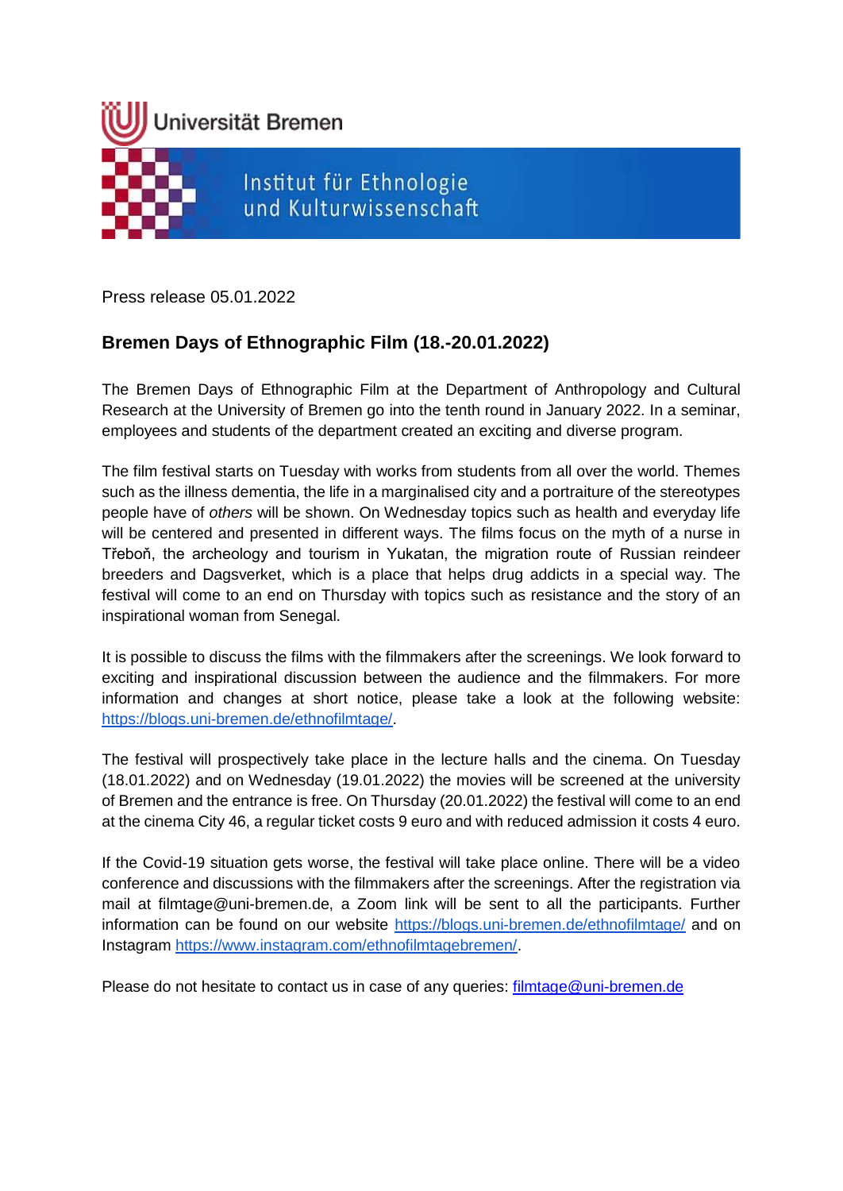Universität Bremen

Institut für Ethnologie und Kulturwissenschaft

Press release 05.01.2022

## Bremen Days of Ethnographic Film (18.-20.01.2022)

The Bremen Days of Ethnographic Film at the Department of Anthropology and Cultural Research at the University of Bremen go into the tenth round in January 2022. In a seminar, employees and students of the department created an exciting and diverse program.

The film festival starts on Tuesday with works from students from all over the world. Themes such as the illness dementia, the life in a marginalised city and a portraiture of the stereotypes people have of *others* will be shown. On Wednesday topics such as health and everyday life will be centered and presented in different ways. The films focus on the myth of a nurse in Třeboň, the archeology and tourism in Yukatan, the migration route of Russian reindeer breeders and Dagsverket, which is a place that helps drug addicts in a special way. The festival will come to an end on Thursday with topics such as resistance and the story of an inspirational woman from Senegal.

It is possible to discuss the films with the filmmakers after the screenings. We look forward to exciting and inspirational discussion between the audience and the filmmakers. For more information and changes at short notice, please take a look at the following website: https://blogs.uni-bremen.de/ethnofilmtage/.

The festival will prospectively take place in the lecture halls and the cinema. On Tuesday (18.01.2022) and on Wednesday (19.01.2022) the movies will be screened at the university of Bremen and the entrance is free. On Thursday (20.01.2022) the festival will come to an end at the cinema City 46, a regular ticket costs 9 euro and with reduced admission it costs 4 euro.

If the Covid-19 situation gets worse, the festival will take place online. There will be a video conference and discussions with the filmmakers after the screenings. After the registration via mail at filmtage@uni-bremen.de, a Zoom link will be sent to all the participants. Further information can be found on our website https://blogs.uni-bremen.de/ethnofilmtage/ and on Instagram https://www.instagram.com/ethnofilmtagebremen/.

Please do not hesitate to contact us in case of any queries: filmtage@uni-bremen.de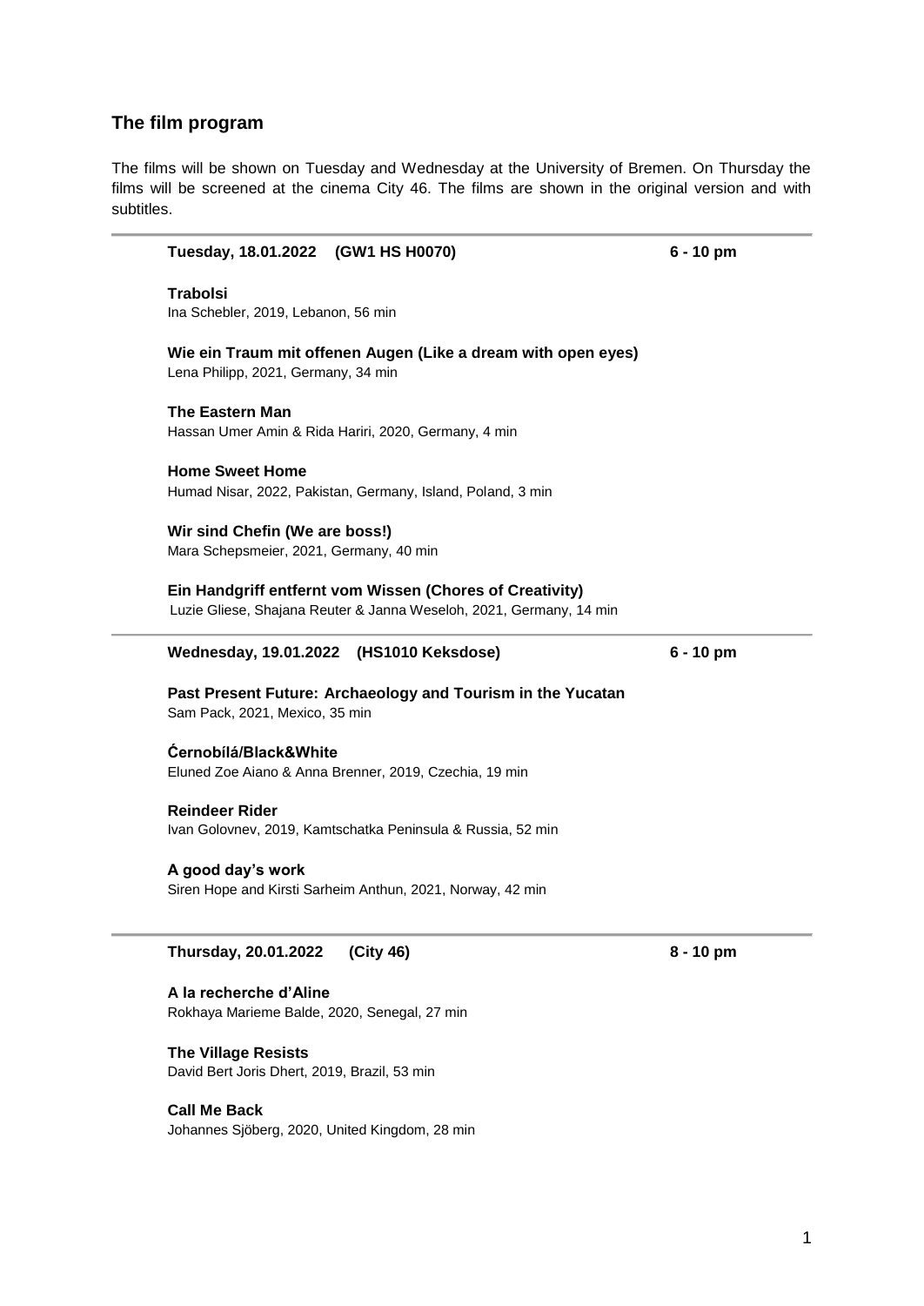## The film program

The films will be shown on Tuesday and Wednesday at the University of Bremen. On Thursday the films will be screened at the cinema City 46. The films are shown in the original version and with subtitles.

---

**Tuesday, 18.01.2022 (GW1 HS H0070)** **6 - 10 pm**

**Trabolsi**
Ina Schebler, 2019, Lebanon, 56 min

**Wie ein Traum mit offenen Augen (Like a dream with open eyes)**
Lena Philipp, 2021, Germany, 34 min

**The Eastern Man**
Hassan Umer Amin & Rida Hariri, 2020, Germany, 4 min

**Home Sweet Home**
Humad Nisar, 2022, Pakistan, Germany, Island, Poland, 3 min

**Wir sind Chefin (We are boss!)**
Mara Schepsmeier, 2021, Germany, 40 min

**Ein Handgriff entfernt vom Wissen (Chores of Creativity)**
Luzie Gliese, Shajana Reuter & Janna Weseloh, 2021, Germany, 14 min

---

**Wednesday, 19.01.2022 (HS1010 Keksdose)** **6 - 10 pm**

**Past Present Future: Archaeology and Tourism in the Yucatan**
Sam Pack, 2021, Mexico, 35 min

**Ćernobílá/Black&White**
Eluned Zoe Aiano & Anna Brenner, 2019, Czechia, 19 min

**Reindeer Rider**
Ivan Golovnev, 2019, Kamtschatka Peninsula & Russia, 52 min

**A good day's work**
Siren Hope and Kirsti Sarheim Anthun, 2021, Norway, 42 min

---

**Thursday, 20.01.2022 (City 46)** **8 - 10 pm**

**A la recherche d'Aline**
Rokhaya Marieme Balde, 2020, Senegal, 27 min

**The Village Resists**
David Bert Joris Dhert, 2019, Brazil, 53 min

**Call Me Back**
Johannes Sjöberg, 2020, United Kingdom, 28 min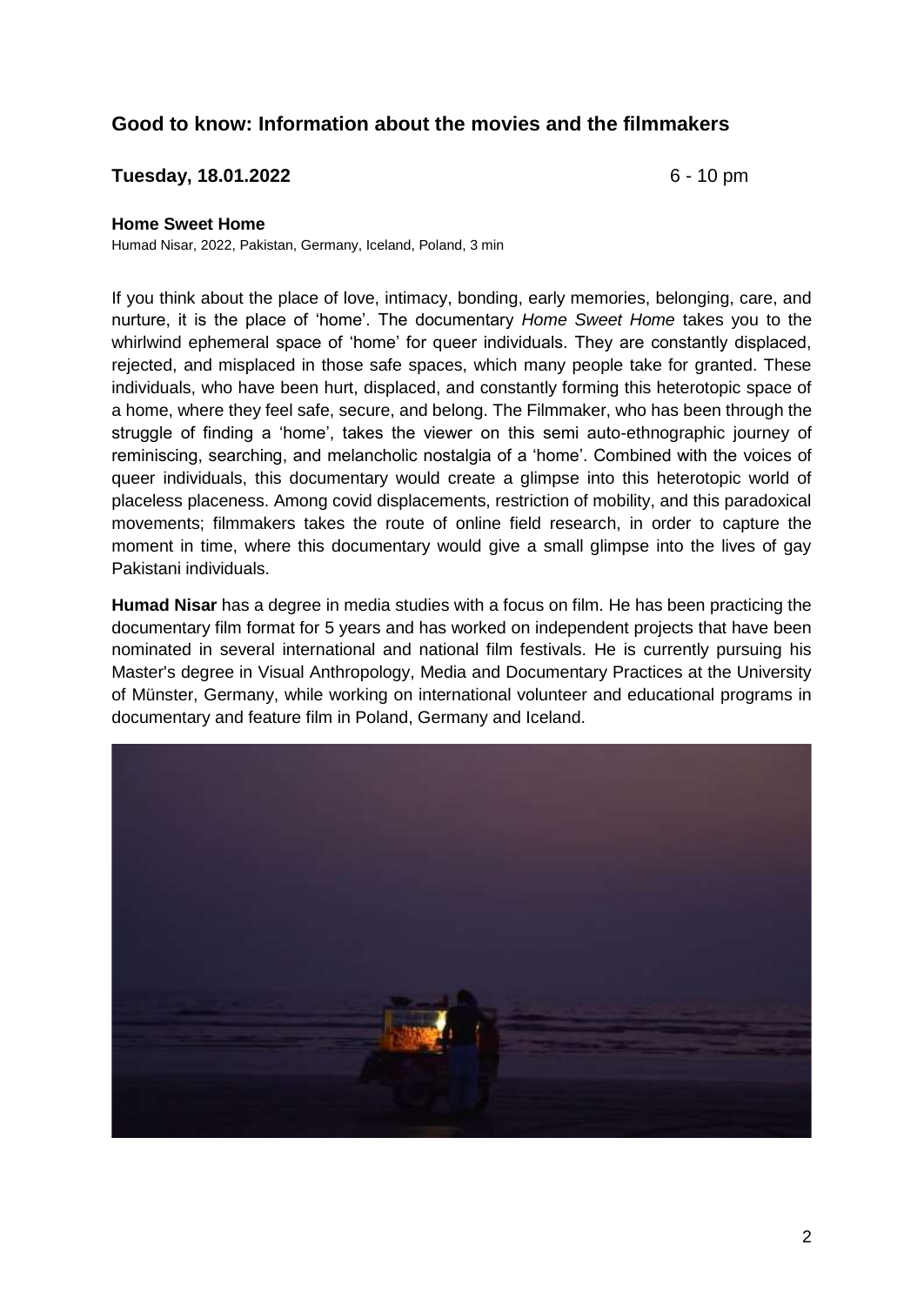## Good to know: Information about the movies and the filmmakers

**Tuesday, 18.01.2022** 6 - 10 pm

**Home Sweet Home**

Humad Nisar, 2022, Pakistan, Germany, Iceland, Poland, 3 min

If you think about the place of love, intimacy, bonding, early memories, belonging, care, and nurture, it is the place of 'home'. The documentary *Home Sweet Home* takes you to the whirlwind ephemeral space of 'home' for queer individuals. They are constantly displaced, rejected, and misplaced in those safe spaces, which many people take for granted. These individuals, who have been hurt, displaced, and constantly forming this heterotopic space of a home, where they feel safe, secure, and belong. The Filmmaker, who has been through the struggle of finding a 'home', takes the viewer on this semi auto-ethnographic journey of reminiscing, searching, and melancholic nostalgia of a 'home'. Combined with the voices of queer individuals, this documentary would create a glimpse into this heterotopic world of placeless placeness. Among covid displacements, restriction of mobility, and this paradoxical movements; filmmakers takes the route of online field research, in order to capture the moment in time, where this documentary would give a small glimpse into the lives of gay Pakistani individuals.

**Humad Nisar** has a degree in media studies with a focus on film. He has been practicing the documentary film format for 5 years and has worked on independent projects that have been nominated in several international and national film festivals. He is currently pursuing his Master's degree in Visual Anthropology, Media and Documentary Practices at the University of Münster, Germany, while working on international volunteer and educational programs in documentary and feature film in Poland, Germany and Iceland.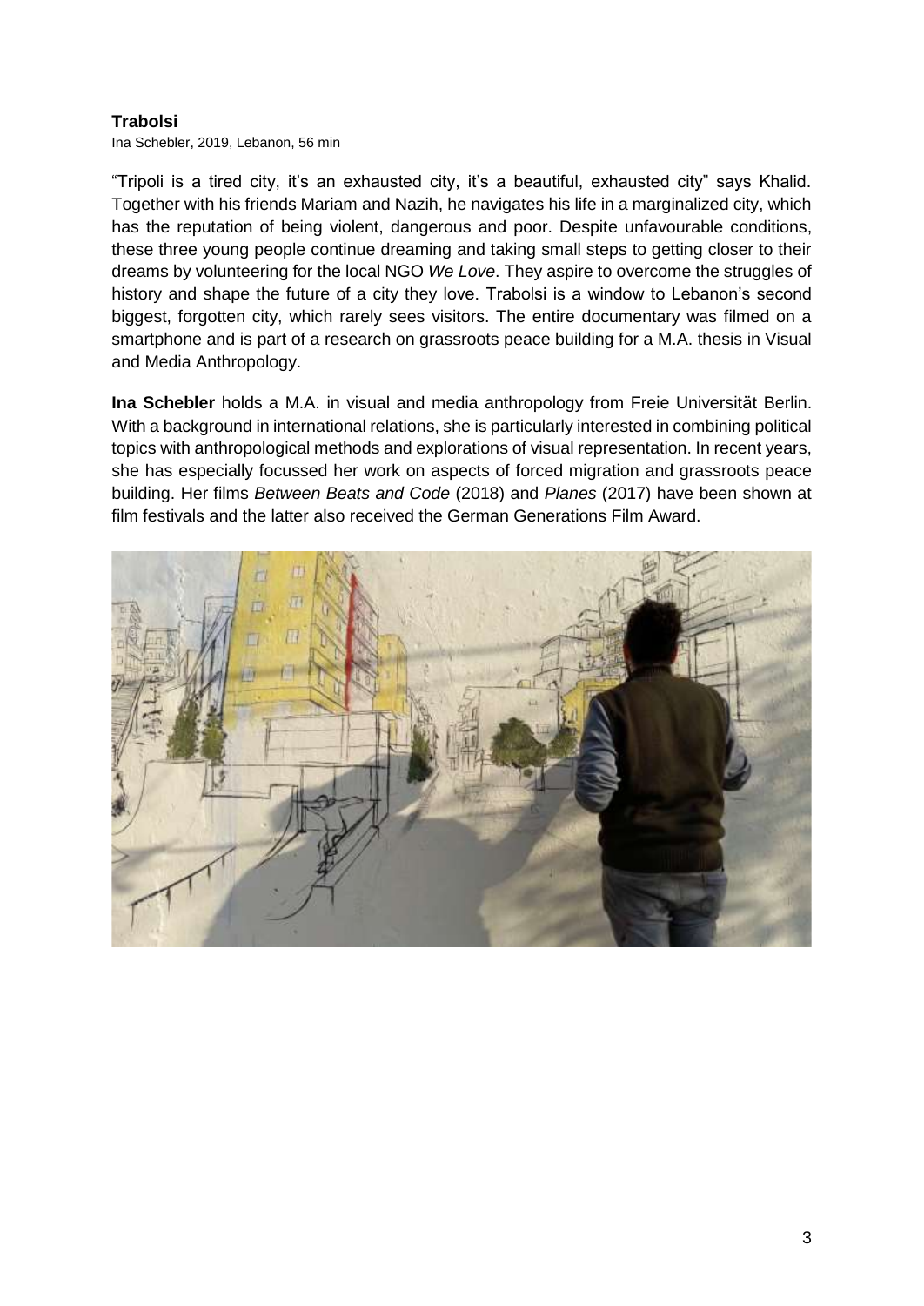**Trabolsi**

Ina Schebler, 2019, Lebanon, 56 min

"Tripoli is a tired city, it's an exhausted city, it's a beautiful, exhausted city" says Khalid. Together with his friends Mariam and Nazih, he navigates his life in a marginalized city, which has the reputation of being violent, dangerous and poor. Despite unfavourable conditions, these three young people continue dreaming and taking small steps to getting closer to their dreams by volunteering for the local NGO *We Love*. They aspire to overcome the struggles of history and shape the future of a city they love. Trabolsi is a window to Lebanon's second biggest, forgotten city, which rarely sees visitors. The entire documentary was filmed on a smartphone and is part of a research on grassroots peace building for a M.A. thesis in Visual and Media Anthropology.

**Ina Schebler** holds a M.A. in visual and media anthropology from Freie Universität Berlin. With a background in international relations, she is particularly interested in combining political topics with anthropological methods and explorations of visual representation. In recent years, she has especially focussed her work on aspects of forced migration and grassroots peace building. Her films *Between Beats and Code* (2018) and *Planes* (2017) have been shown at film festivals and the latter also received the German Generations Film Award.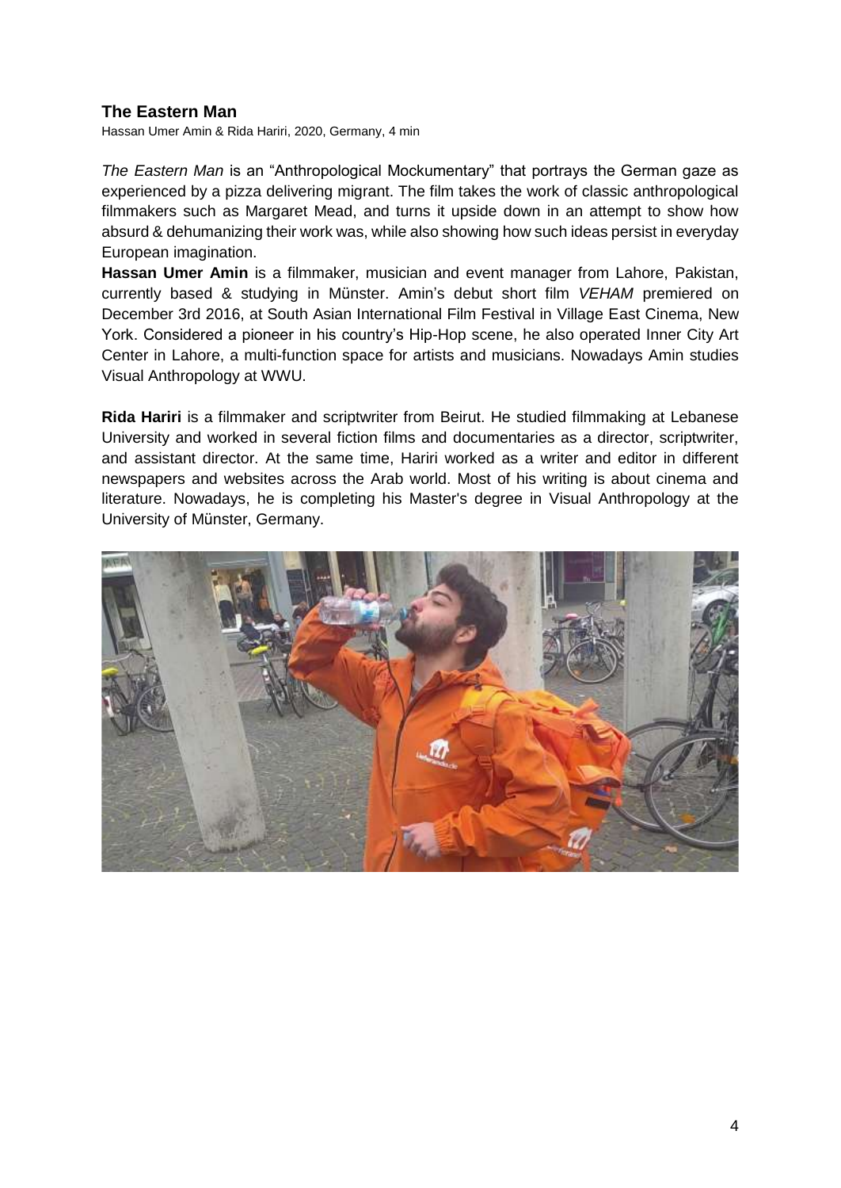## The Eastern Man

Hassan Umer Amin & Rida Hariri, 2020, Germany, 4 min

*The Eastern Man* is an "Anthropological Mockumentary" that portrays the German gaze as experienced by a pizza delivering migrant. The film takes the work of classic anthropological filmmakers such as Margaret Mead, and turns it upside down in an attempt to show how absurd & dehumanizing their work was, while also showing how such ideas persist in everyday European imagination.

**Hassan Umer Amin** is a filmmaker, musician and event manager from Lahore, Pakistan, currently based & studying in Münster. Amin's debut short film *VEHAM* premiered on December 3rd 2016, at South Asian International Film Festival in Village East Cinema, New York. Considered a pioneer in his country's Hip-Hop scene, he also operated Inner City Art Center in Lahore, a multi-function space for artists and musicians. Nowadays Amin studies Visual Anthropology at WWU.

**Rida Hariri** is a filmmaker and scriptwriter from Beirut. He studied filmmaking at Lebanese University and worked in several fiction films and documentaries as a director, scriptwriter, and assistant director. At the same time, Hariri worked as a writer and editor in different newspapers and websites across the Arab world. Most of his writing is about cinema and literature. Nowadays, he is completing his Master's degree in Visual Anthropology at the University of Münster, Germany.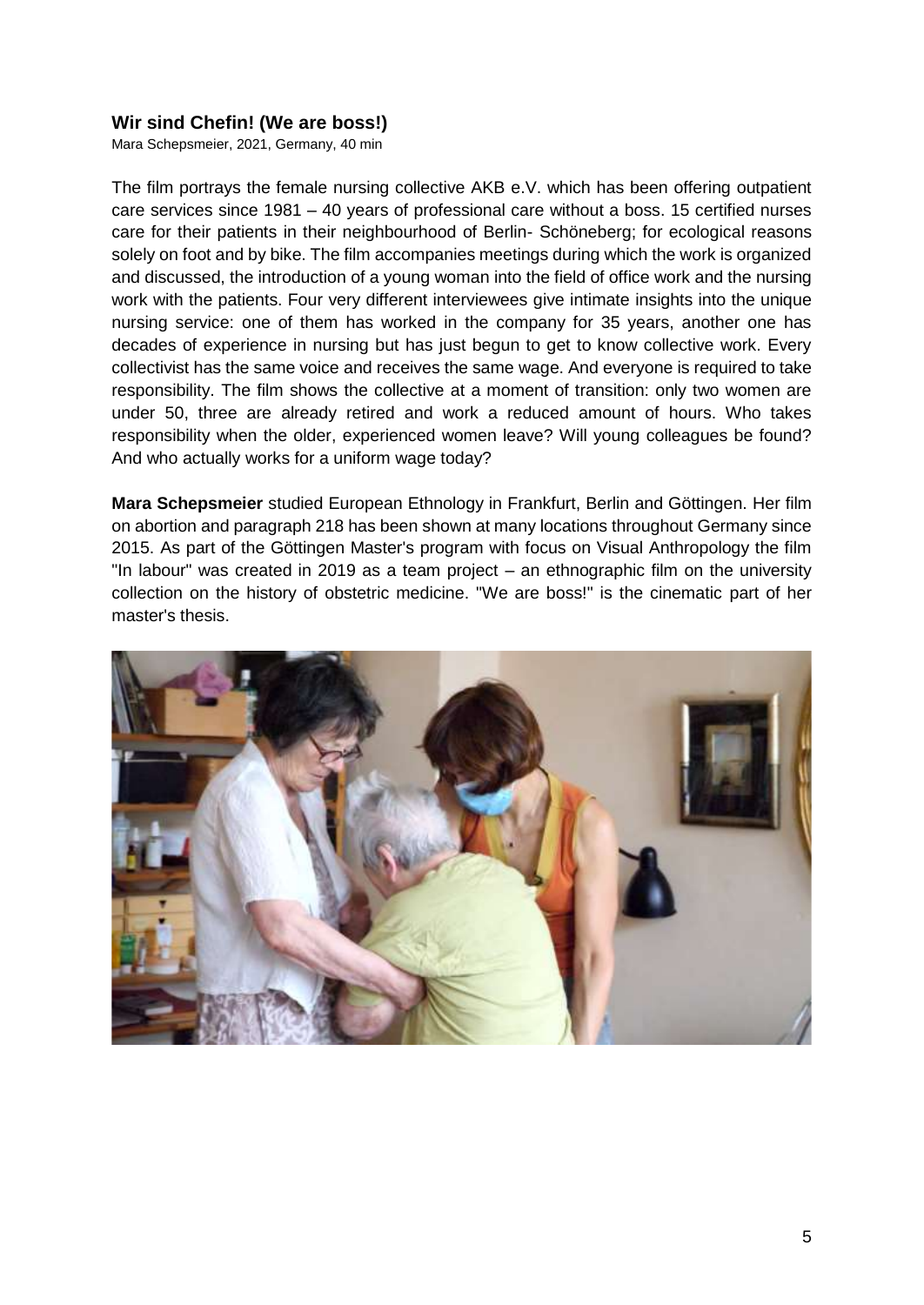### **Wir sind Chefin! (We are boss!)**

Mara Schepsmeier, 2021, Germany, 40 min

The film portrays the female nursing collective AKB e.V. which has been offering outpatient care services since 1981 – 40 years of professional care without a boss. 15 certified nurses care for their patients in their neighbourhood of Berlin- Schöneberg; for ecological reasons solely on foot and by bike. The film accompanies meetings during which the work is organized and discussed, the introduction of a young woman into the field of office work and the nursing work with the patients. Four very different interviewees give intimate insights into the unique nursing service: one of them has worked in the company for 35 years, another one has decades of experience in nursing but has just begun to get to know collective work. Every collectivist has the same voice and receives the same wage. And everyone is required to take responsibility. The film shows the collective at a moment of transition: only two women are under 50, three are already retired and work a reduced amount of hours. Who takes responsibility when the older, experienced women leave? Will young colleagues be found? And who actually works for a uniform wage today?

**Mara Schepsmeier** studied European Ethnology in Frankfurt, Berlin and Göttingen. Her film on abortion and paragraph 218 has been shown at many locations throughout Germany since 2015. As part of the Göttingen Master's program with focus on Visual Anthropology the film "In labour" was created in 2019 as a team project – an ethnographic film on the university collection on the history of obstetric medicine. "We are boss!" is the cinematic part of her master's thesis.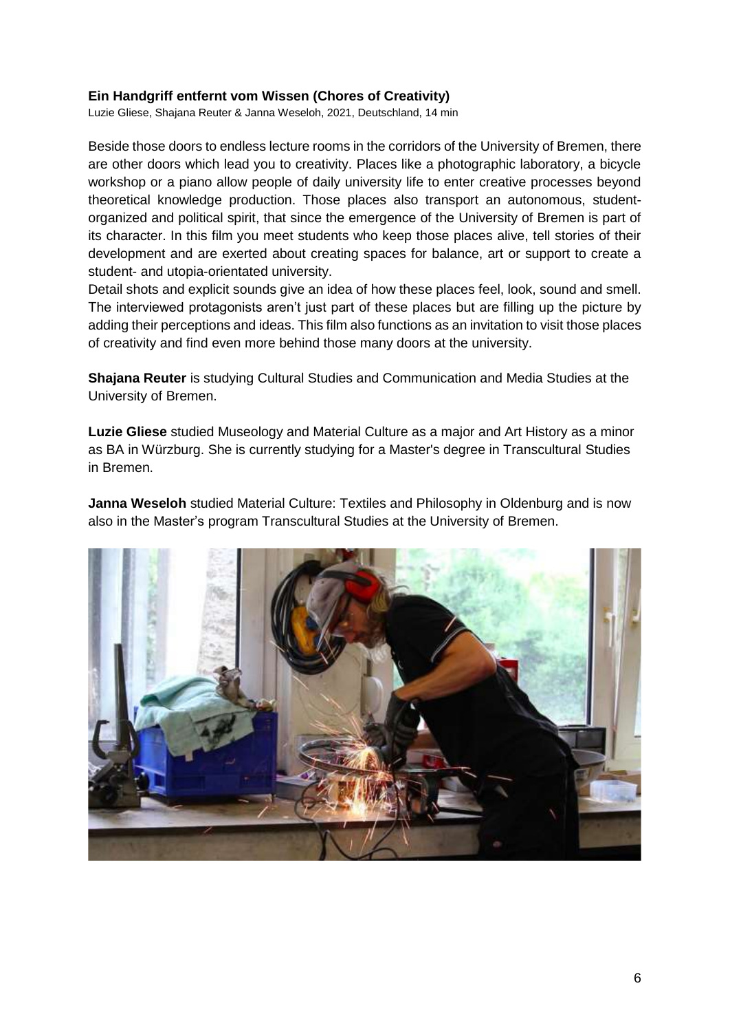### Ein Handgriff entfernt vom Wissen (Chores of Creativity)

Luzie Gliese, Shajana Reuter & Janna Weseloh, 2021, Deutschland, 14 min

Beside those doors to endless lecture rooms in the corridors of the University of Bremen, there are other doors which lead you to creativity. Places like a photographic laboratory, a bicycle workshop or a piano allow people of daily university life to enter creative processes beyond theoretical knowledge production. Those places also transport an autonomous, student-organized and political spirit, that since the emergence of the University of Bremen is part of its character. In this film you meet students who keep those places alive, tell stories of their development and are exerted about creating spaces for balance, art or support to create a student- and utopia-orientated university.

Detail shots and explicit sounds give an idea of how these places feel, look, sound and smell. The interviewed protagonists aren't just part of these places but are filling up the picture by adding their perceptions and ideas. This film also functions as an invitation to visit those places of creativity and find even more behind those many doors at the university.

**Shajana Reuter** is studying Cultural Studies and Communication and Media Studies at the University of Bremen.

**Luzie Gliese** studied Museology and Material Culture as a major and Art History as a minor as BA in Würzburg. She is currently studying for a Master's degree in Transcultural Studies in Bremen.

**Janna Weseloh** studied Material Culture: Textiles and Philosophy in Oldenburg and is now also in the Master's program Transcultural Studies at the University of Bremen.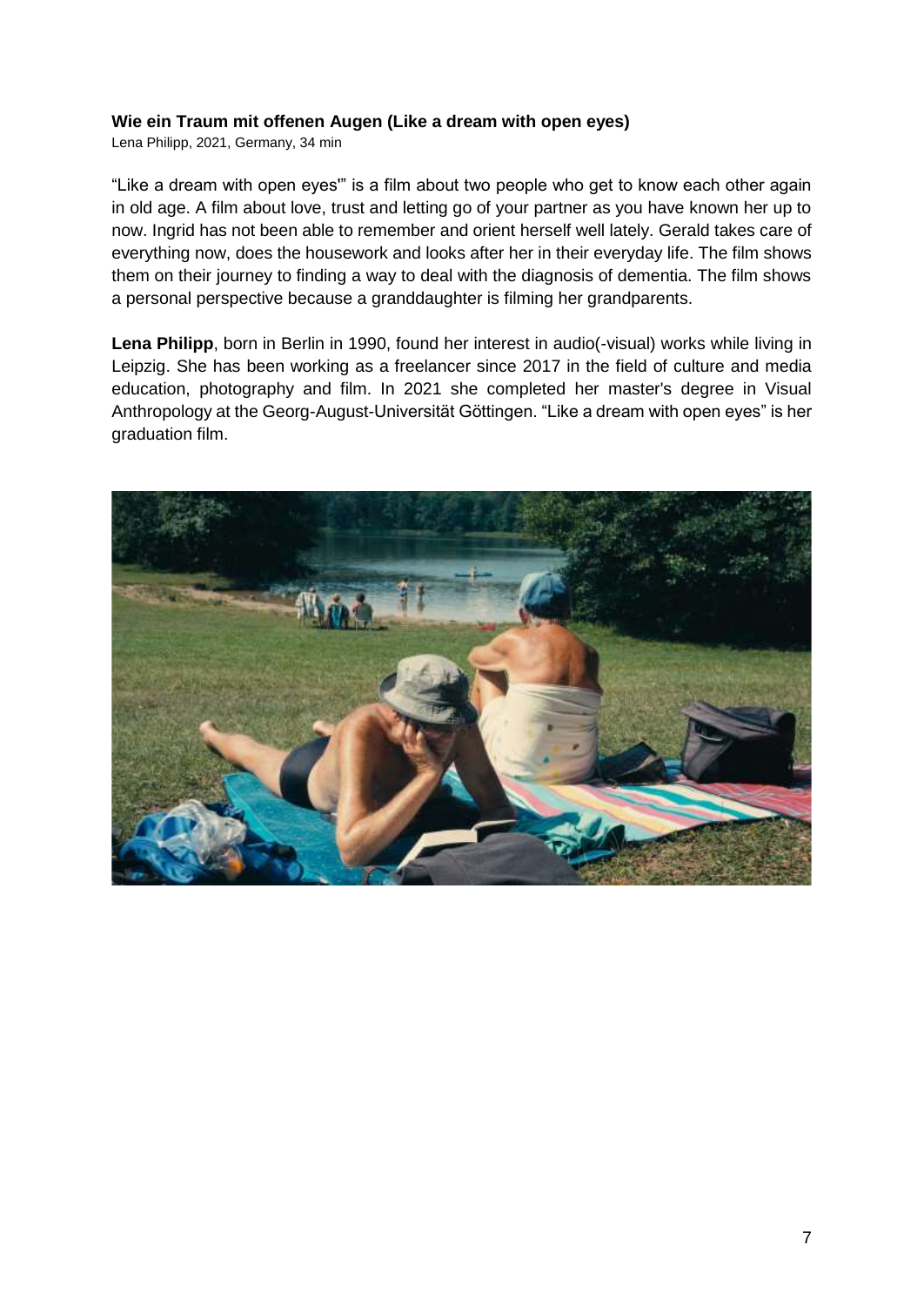**Wie ein Traum mit offenen Augen (Like a dream with open eyes)**

Lena Philipp, 2021, Germany, 34 min

"Like a dream with open eyes'" is a film about two people who get to know each other again in old age. A film about love, trust and letting go of your partner as you have known her up to now. Ingrid has not been able to remember and orient herself well lately. Gerald takes care of everything now, does the housework and looks after her in their everyday life. The film shows them on their journey to finding a way to deal with the diagnosis of dementia. The film shows a personal perspective because a granddaughter is filming her grandparents.

**Lena Philipp**, born in Berlin in 1990, found her interest in audio(-visual) works while living in Leipzig. She has been working as a freelancer since 2017 in the field of culture and media education, photography and film. In 2021 she completed her master's degree in Visual Anthropology at the Georg-August-Universität Göttingen. "Like a dream with open eyes" is her graduation film.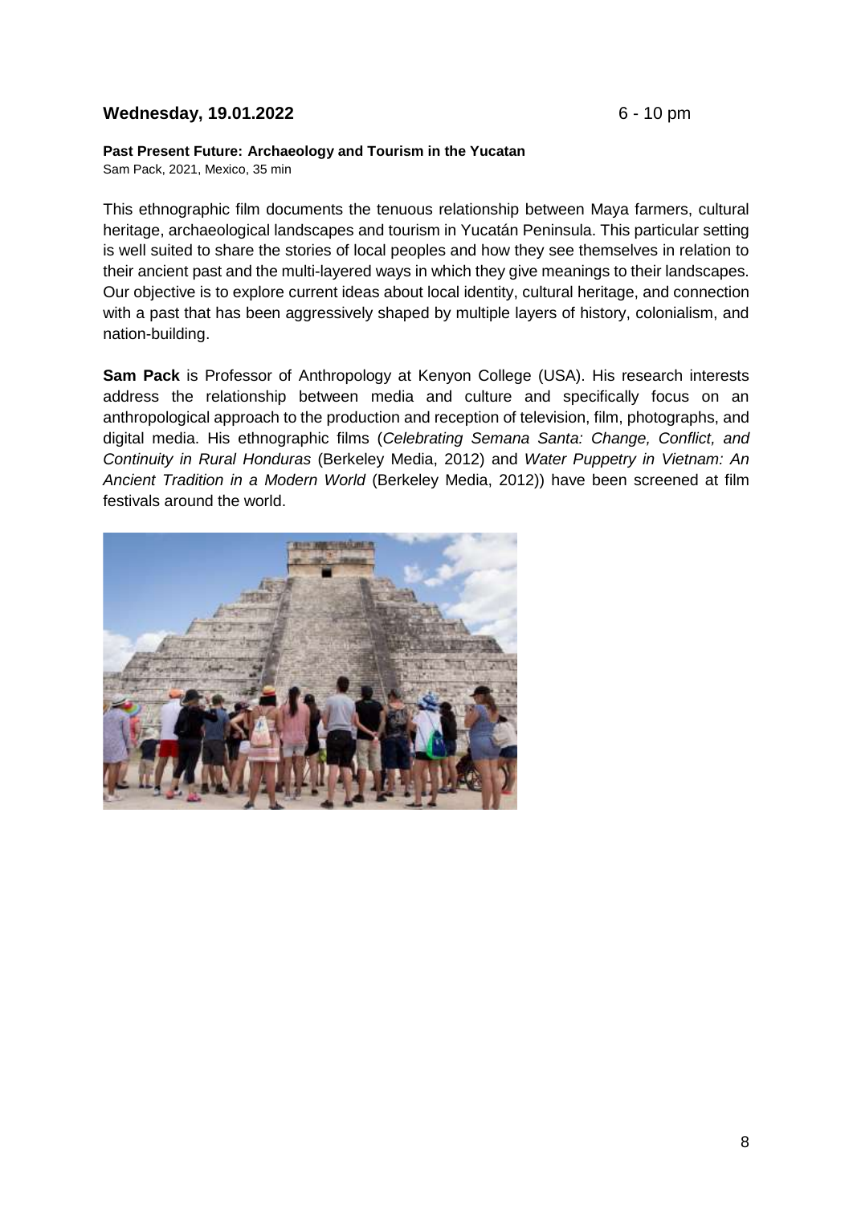**Wednesday, 19.01.2022** 6 - 10 pm

**Past Present Future: Archaeology and Tourism in the Yucatan**
Sam Pack, 2021, Mexico, 35 min

This ethnographic film documents the tenuous relationship between Maya farmers, cultural heritage, archaeological landscapes and tourism in Yucatán Peninsula. This particular setting is well suited to share the stories of local peoples and how they see themselves in relation to their ancient past and the multi-layered ways in which they give meanings to their landscapes. Our objective is to explore current ideas about local identity, cultural heritage, and connection with a past that has been aggressively shaped by multiple layers of history, colonialism, and nation-building.

**Sam Pack** is Professor of Anthropology at Kenyon College (USA). His research interests address the relationship between media and culture and specifically focus on an anthropological approach to the production and reception of television, film, photographs, and digital media. His ethnographic films (*Celebrating Semana Santa: Change, Conflict, and Continuity in Rural Honduras* (Berkeley Media, 2012) and *Water Puppetry in Vietnam: An Ancient Tradition in a Modern World* (Berkeley Media, 2012)) have been screened at film festivals around the world.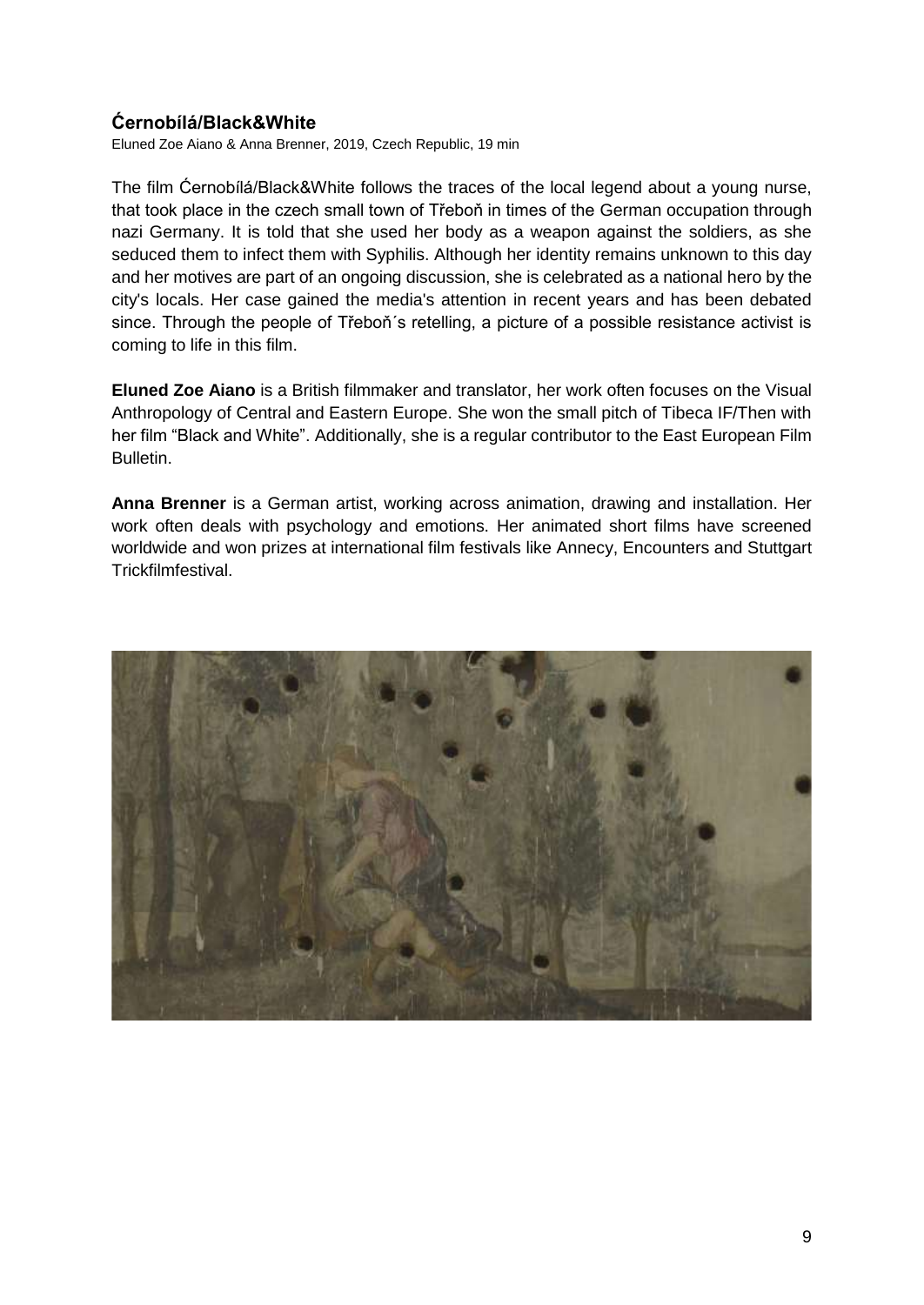### Ćernobílá/Black&White

Eluned Zoe Aiano & Anna Brenner, 2019, Czech Republic, 19 min

The film Ćernobílá/Black&White follows the traces of the local legend about a young nurse, that took place in the czech small town of Třeboň in times of the German occupation through nazi Germany. It is told that she used her body as a weapon against the soldiers, as she seduced them to infect them with Syphilis. Although her identity remains unknown to this day and her motives are part of an ongoing discussion, she is celebrated as a national hero by the city's locals. Her case gained the media's attention in recent years and has been debated since. Through the people of Třeboň´s retelling, a picture of a possible resistance activist is coming to life in this film.

**Eluned Zoe Aiano** is a British filmmaker and translator, her work often focuses on the Visual Anthropology of Central and Eastern Europe. She won the small pitch of Tibeca IF/Then with her film “Black and White”. Additionally, she is a regular contributor to the East European Film Bulletin.

**Anna Brenner** is a German artist, working across animation, drawing and installation. Her work often deals with psychology and emotions. Her animated short films have screened worldwide and won prizes at international film festivals like Annecy, Encounters and Stuttgart Trickfilmfestival.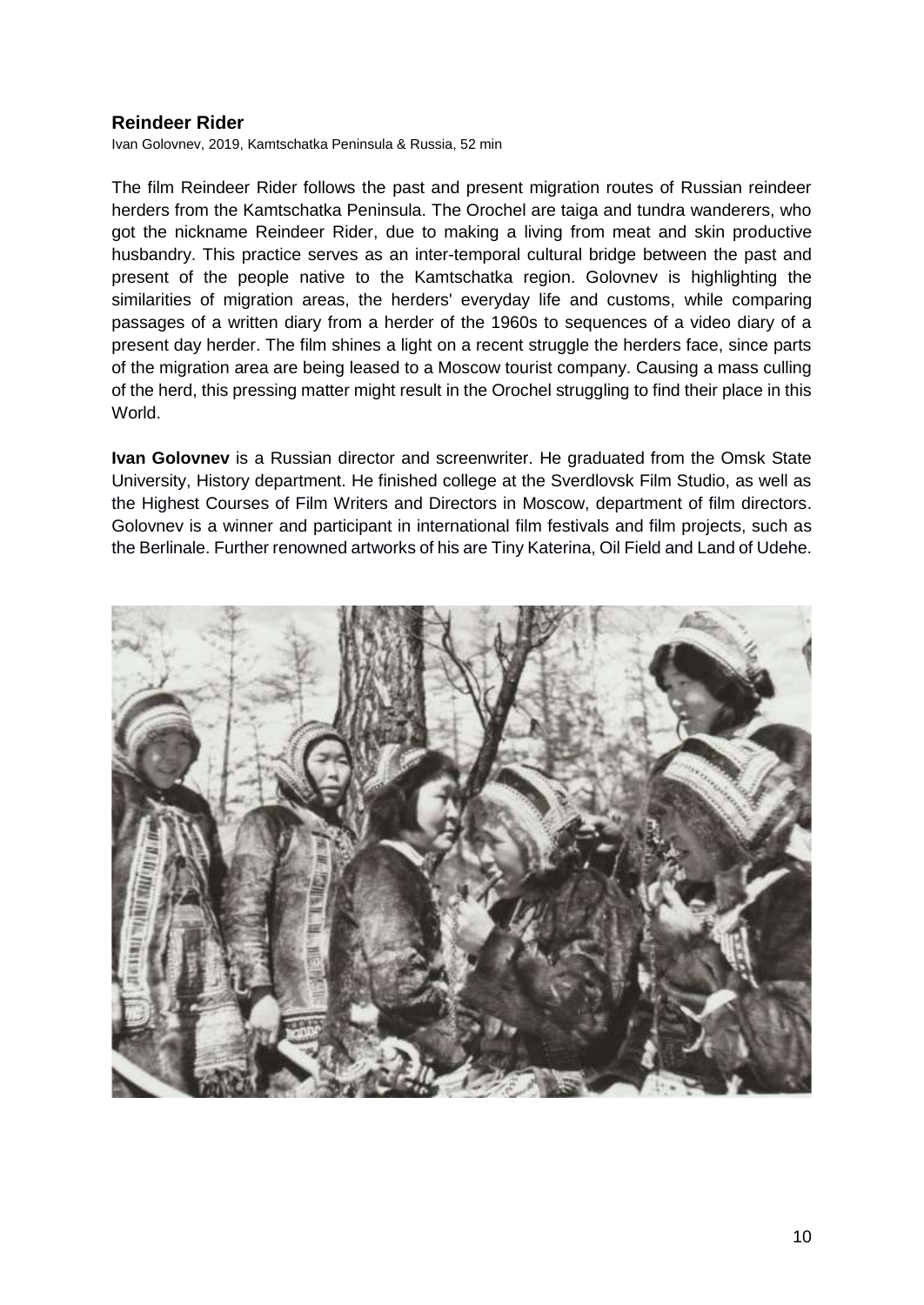## Reindeer Rider

Ivan Golovnev, 2019, Kamtschatka Peninsula & Russia, 52 min

The film Reindeer Rider follows the past and present migration routes of Russian reindeer herders from the Kamtschatka Peninsula. The Orochel are taiga and tundra wanderers, who got the nickname Reindeer Rider, due to making a living from meat and skin productive husbandry. This practice serves as an inter-temporal cultural bridge between the past and present of the people native to the Kamtschatka region. Golovnev is highlighting the similarities of migration areas, the herders' everyday life and customs, while comparing passages of a written diary from a herder of the 1960s to sequences of a video diary of a present day herder. The film shines a light on a recent struggle the herders face, since parts of the migration area are being leased to a Moscow tourist company. Causing a mass culling of the herd, this pressing matter might result in the Orochel struggling to find their place in this World.

**Ivan Golovnev** is a Russian director and screenwriter. He graduated from the Omsk State University, History department. He finished college at the Sverdlovsk Film Studio, as well as the Highest Courses of Film Writers and Directors in Moscow, department of film directors. Golovnev is a winner and participant in international film festivals and film projects, such as the Berlinale. Further renowned artworks of his are Tiny Katerina, Oil Field and Land of Udehe.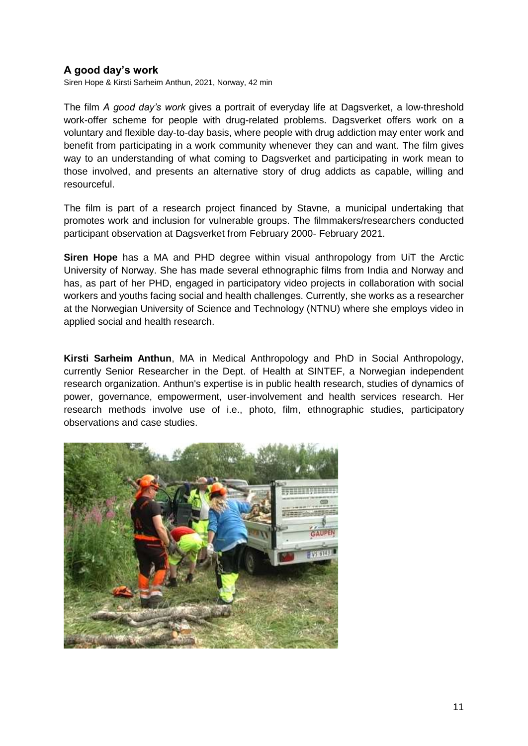### A good day's work

Siren Hope & Kirsti Sarheim Anthun, 2021, Norway, 42 min

The film *A good day's work* gives a portrait of everyday life at Dagsverket, a low-threshold work-offer scheme for people with drug-related problems. Dagsverket offers work on a voluntary and flexible day-to-day basis, where people with drug addiction may enter work and benefit from participating in a work community whenever they can and want. The film gives way to an understanding of what coming to Dagsverket and participating in work mean to those involved, and presents an alternative story of drug addicts as capable, willing and resourceful.

The film is part of a research project financed by Stavne, a municipal undertaking that promotes work and inclusion for vulnerable groups. The filmmakers/researchers conducted participant observation at Dagsverket from February 2000- February 2021.

**Siren Hope** has a MA and PHD degree within visual anthropology from UiT the Arctic University of Norway. She has made several ethnographic films from India and Norway and has, as part of her PHD, engaged in participatory video projects in collaboration with social workers and youths facing social and health challenges. Currently, she works as a researcher at the Norwegian University of Science and Technology (NTNU) where she employs video in applied social and health research.

**Kirsti Sarheim Anthun**, MA in Medical Anthropology and PhD in Social Anthropology, currently Senior Researcher in the Dept. of Health at SINTEF, a Norwegian independent research organization. Anthun's expertise is in public health research, studies of dynamics of power, governance, empowerment, user-involvement and health services research. Her research methods involve use of i.e., photo, film, ethnographic studies, participatory observations and case studies.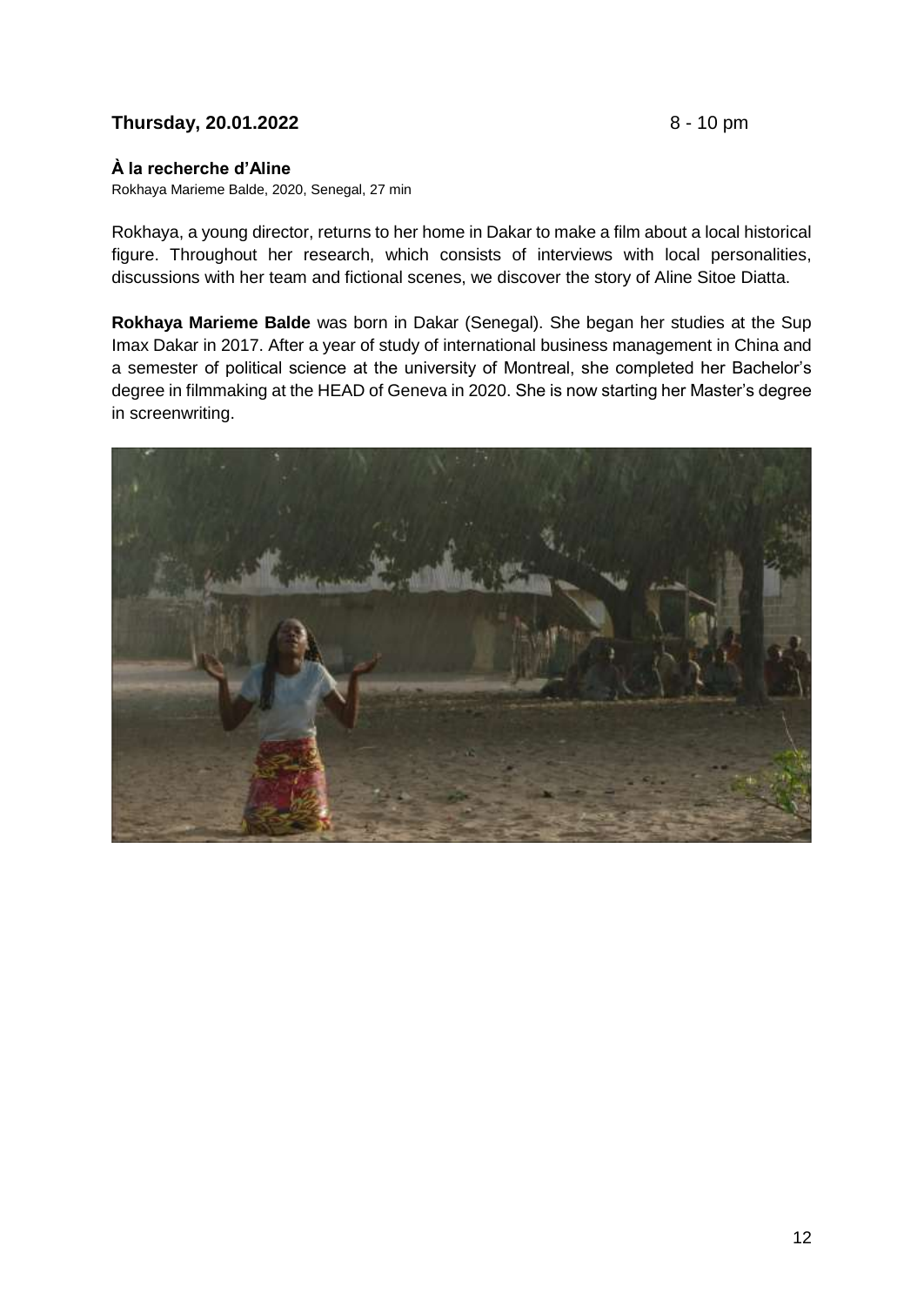**Thursday, 20.01.2022** 8 - 10 pm

**À la recherche d'Aline**

Rokhaya Marieme Balde, 2020, Senegal, 27 min

Rokhaya, a young director, returns to her home in Dakar to make a film about a local historical figure. Throughout her research, which consists of interviews with local personalities, discussions with her team and fictional scenes, we discover the story of Aline Sitoe Diatta.

**Rokhaya Marieme Balde** was born in Dakar (Senegal). She began her studies at the Sup Imax Dakar in 2017. After a year of study of international business management in China and a semester of political science at the university of Montreal, she completed her Bachelor's degree in filmmaking at the HEAD of Geneva in 2020. She is now starting her Master's degree in screenwriting.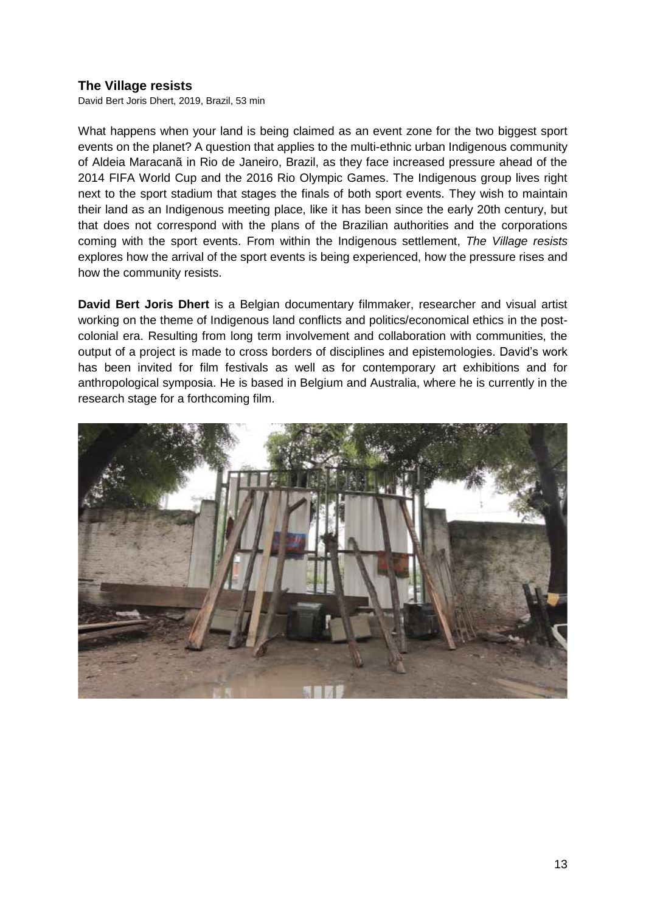## The Village resists

David Bert Joris Dhert, 2019, Brazil, 53 min

What happens when your land is being claimed as an event zone for the two biggest sport events on the planet? A question that applies to the multi-ethnic urban Indigenous community of Aldeia Maracanã in Rio de Janeiro, Brazil, as they face increased pressure ahead of the 2014 FIFA World Cup and the 2016 Rio Olympic Games. The Indigenous group lives right next to the sport stadium that stages the finals of both sport events. They wish to maintain their land as an Indigenous meeting place, like it has been since the early 20th century, but that does not correspond with the plans of the Brazilian authorities and the corporations coming with the sport events. From within the Indigenous settlement, *The Village resists* explores how the arrival of the sport events is being experienced, how the pressure rises and how the community resists.

**David Bert Joris Dhert** is a Belgian documentary filmmaker, researcher and visual artist working on the theme of Indigenous land conflicts and politics/economical ethics in the post-colonial era. Resulting from long term involvement and collaboration with communities, the output of a project is made to cross borders of disciplines and epistemologies. David's work has been invited for film festivals as well as for contemporary art exhibitions and for anthropological symposia. He is based in Belgium and Australia, where he is currently in the research stage for a forthcoming film.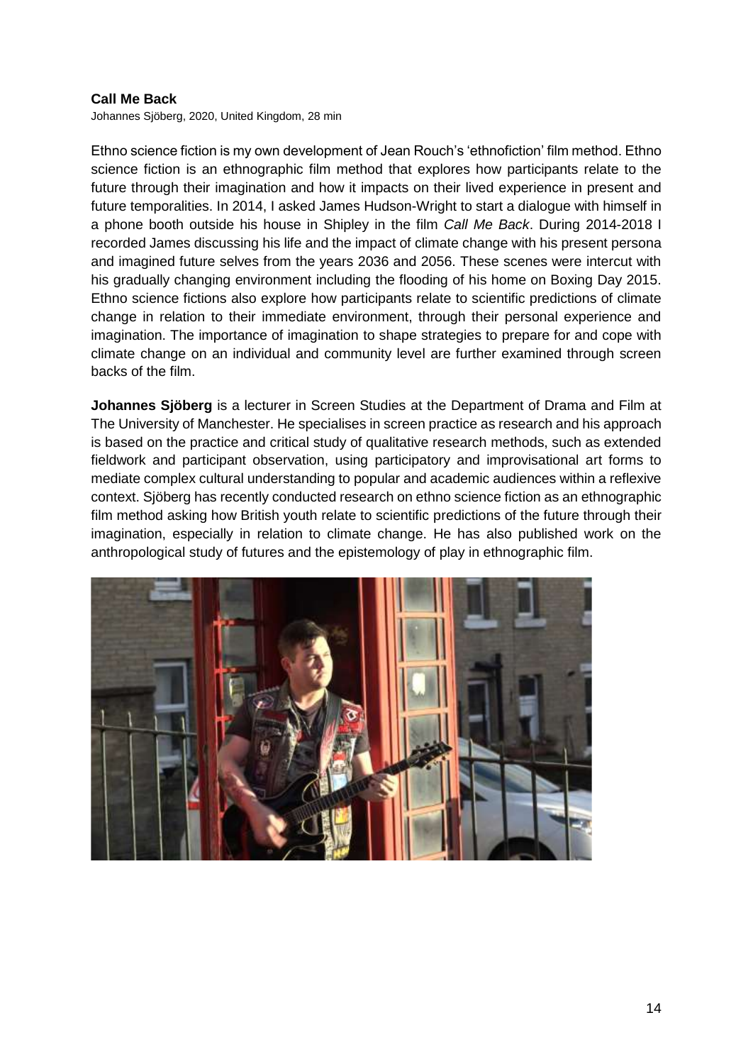**Call Me Back**

Johannes Sjöberg, 2020, United Kingdom, 28 min

Ethno science fiction is my own development of Jean Rouch's 'ethnofiction' film method. Ethno science fiction is an ethnographic film method that explores how participants relate to the future through their imagination and how it impacts on their lived experience in present and future temporalities. In 2014, I asked James Hudson-Wright to start a dialogue with himself in a phone booth outside his house in Shipley in the film *Call Me Back*. During 2014-2018 I recorded James discussing his life and the impact of climate change with his present persona and imagined future selves from the years 2036 and 2056. These scenes were intercut with his gradually changing environment including the flooding of his home on Boxing Day 2015. Ethno science fictions also explore how participants relate to scientific predictions of climate change in relation to their immediate environment, through their personal experience and imagination. The importance of imagination to shape strategies to prepare for and cope with climate change on an individual and community level are further examined through screen backs of the film.

**Johannes Sjöberg** is a lecturer in Screen Studies at the Department of Drama and Film at The University of Manchester. He specialises in screen practice as research and his approach is based on the practice and critical study of qualitative research methods, such as extended fieldwork and participant observation, using participatory and improvisational art forms to mediate complex cultural understanding to popular and academic audiences within a reflexive context. Sjöberg has recently conducted research on ethno science fiction as an ethnographic film method asking how British youth relate to scientific predictions of the future through their imagination, especially in relation to climate change. He has also published work on the anthropological study of futures and the epistemology of play in ethnographic film.